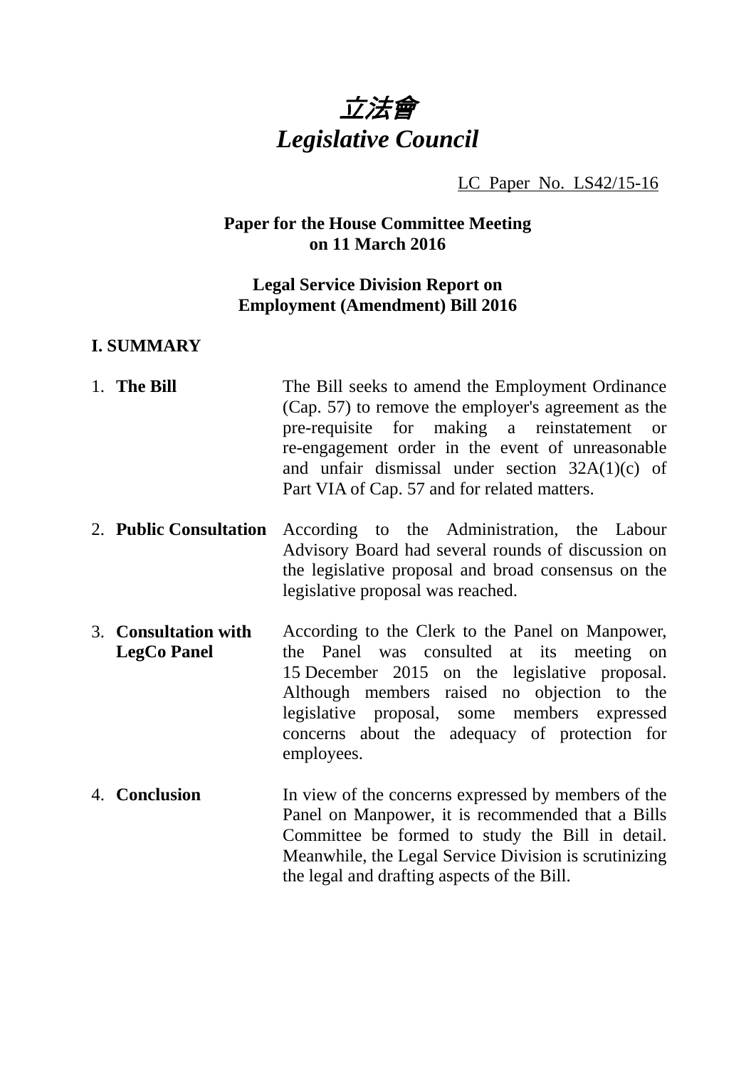# *立法會*
# *Legislative Council*

LC Paper No. LS42/15-16

**Paper for the House Committee Meeting on 11 March 2016**

**Legal Service Division Report on Employment (Amendment) Bill 2016**

## I. SUMMARY

1. **The Bill** The Bill seeks to amend the Employment Ordinance (Cap. 57) to remove the employer's agreement as the pre-requisite for making a reinstatement or re-engagement order in the event of unreasonable and unfair dismissal under section 32A(1)(c) of Part VIA of Cap. 57 and for related matters.

2. **Public Consultation** According to the Administration, the Labour Advisory Board had several rounds of discussion on the legislative proposal and broad consensus on the legislative proposal was reached.

3. **Consultation with LegCo Panel** According to the Clerk to the Panel on Manpower, the Panel was consulted at its meeting on 15 December 2015 on the legislative proposal. Although members raised no objection to the legislative proposal, some members expressed concerns about the adequacy of protection for employees.

4. **Conclusion** In view of the concerns expressed by members of the Panel on Manpower, it is recommended that a Bills Committee be formed to study the Bill in detail. Meanwhile, the Legal Service Division is scrutinizing the legal and drafting aspects of the Bill.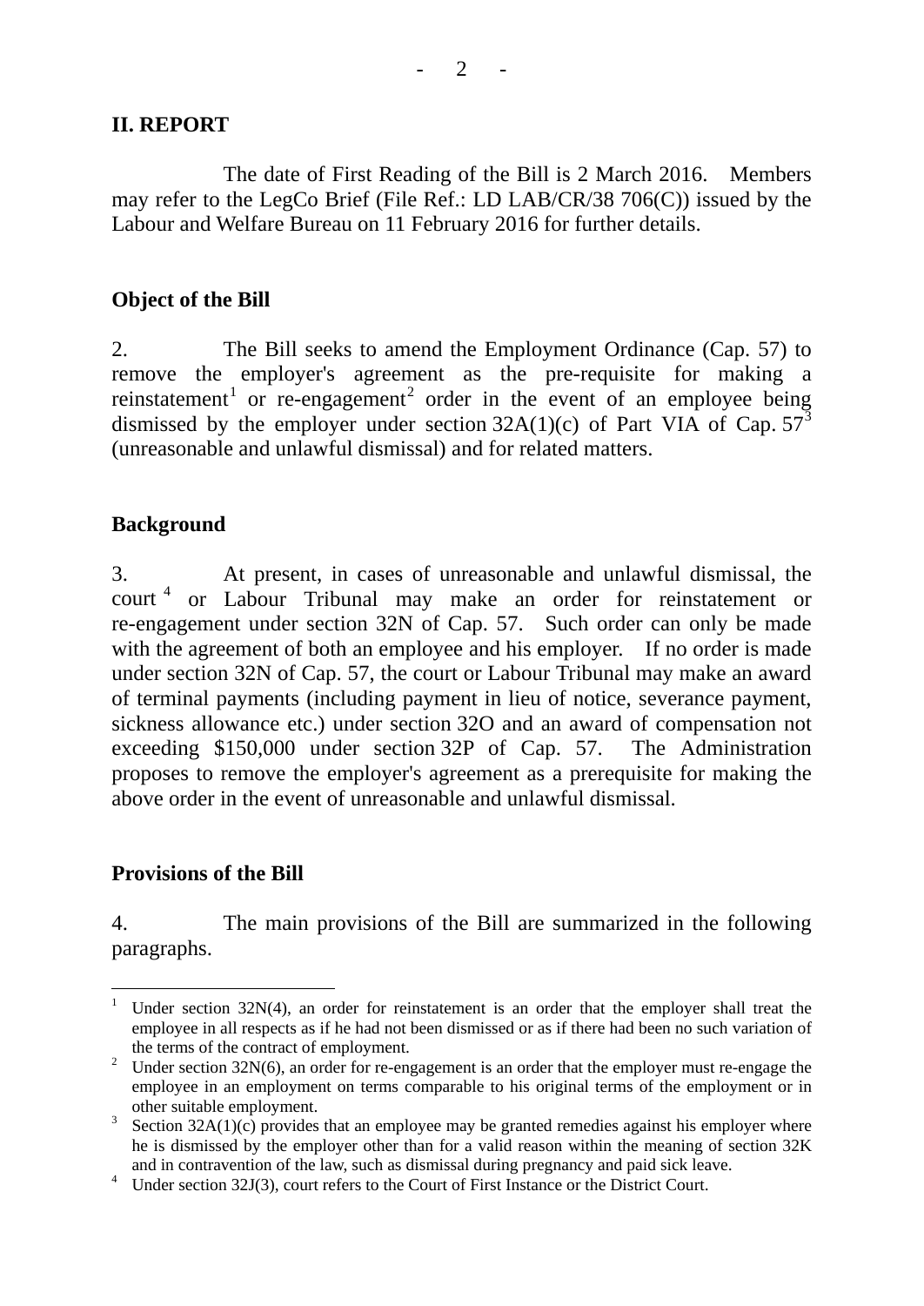## II. REPORT

The date of First Reading of the Bill is 2 March 2016. Members may refer to the LegCo Brief (File Ref.: LD LAB/CR/38 706(C)) issued by the Labour and Welfare Bureau on 11 February 2016 for further details.

### Object of the Bill

2. The Bill seeks to amend the Employment Ordinance (Cap. 57) to remove the employer's agreement as the pre-requisite for making a reinstatement[1] or re-engagement[2] order in the event of an employee being dismissed by the employer under section 32A(1)(c) of Part VIA of Cap. 57[3] (unreasonable and unlawful dismissal) and for related matters.

### Background

3. At present, in cases of unreasonable and unlawful dismissal, the court[4] or Labour Tribunal may make an order for reinstatement or re-engagement under section 32N of Cap. 57. Such order can only be made with the agreement of both an employee and his employer. If no order is made under section 32N of Cap. 57, the court or Labour Tribunal may make an award of terminal payments (including payment in lieu of notice, severance payment, sickness allowance etc.) under section 32O and an award of compensation not exceeding $150,000 under section 32P of Cap. 57. The Administration proposes to remove the employer's agreement as a prerequisite for making the above order in the event of unreasonable and unlawful dismissal.

### Provisions of the Bill

4. The main provisions of the Bill are summarized in the following paragraphs.

---

[1] Under section 32N(4), an order for reinstatement is an order that the employer shall treat the employee in all respects as if he had not been dismissed or as if there had been no such variation of the terms of the contract of employment.

[2] Under section 32N(6), an order for re-engagement is an order that the employer must re-engage the employee in an employment on terms comparable to his original terms of the employment or in other suitable employment.

[3] Section 32A(1)(c) provides that an employee may be granted remedies against his employer where he is dismissed by the employer other than for a valid reason within the meaning of section 32K and in contravention of the law, such as dismissal during pregnancy and paid sick leave.

[4] Under section 32J(3), court refers to the Court of First Instance or the District Court.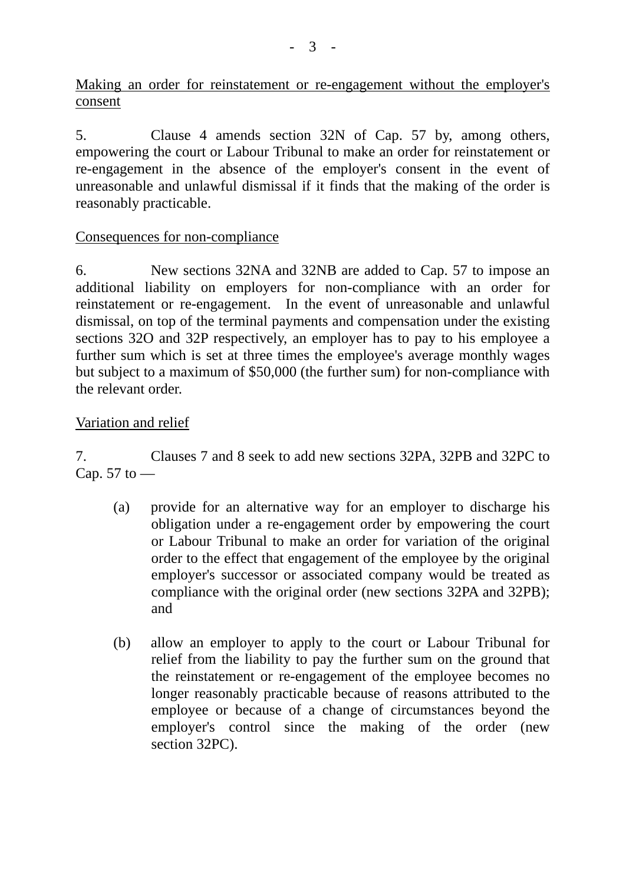<u>Making an order for reinstatement or re-engagement without the employer's consent</u>

5. Clause 4 amends section 32N of Cap. 57 by, among others, empowering the court or Labour Tribunal to make an order for reinstatement or re-engagement in the absence of the employer's consent in the event of unreasonable and unlawful dismissal if it finds that the making of the order is reasonably practicable.

<u>Consequences for non-compliance</u>

6. New sections 32NA and 32NB are added to Cap. 57 to impose an additional liability on employers for non-compliance with an order for reinstatement or re-engagement. In the event of unreasonable and unlawful dismissal, on top of the terminal payments and compensation under the existing sections 32O and 32P respectively, an employer has to pay to his employee a further sum which is set at three times the employee's average monthly wages but subject to a maximum of $50,000 (the further sum) for non-compliance with the relevant order.

<u>Variation and relief</u>

7. Clauses 7 and 8 seek to add new sections 32PA, 32PB and 32PC to Cap. 57 to —

(a) provide for an alternative way for an employer to discharge his obligation under a re-engagement order by empowering the court or Labour Tribunal to make an order for variation of the original order to the effect that engagement of the employee by the original employer's successor or associated company would be treated as compliance with the original order (new sections 32PA and 32PB); and

(b) allow an employer to apply to the court or Labour Tribunal for relief from the liability to pay the further sum on the ground that the reinstatement or re-engagement of the employee becomes no longer reasonably practicable because of reasons attributed to the employee or because of a change of circumstances beyond the employer's control since the making of the order (new section 32PC).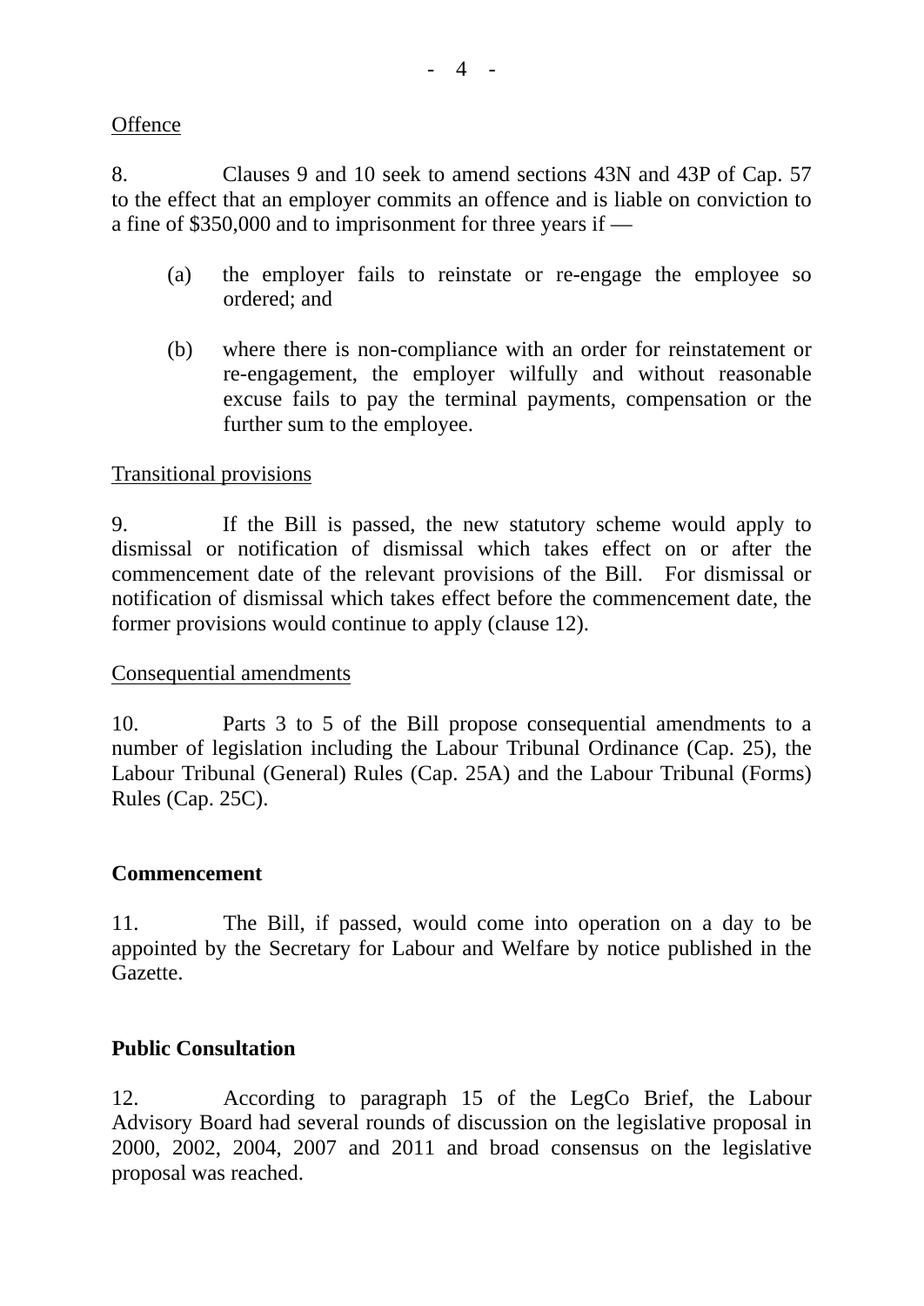Offence

8. Clauses 9 and 10 seek to amend sections 43N and 43P of Cap. 57 to the effect that an employer commits an offence and is liable on conviction to a fine of $350,000 and to imprisonment for three years if —

(a) the employer fails to reinstate or re-engage the employee so ordered; and

(b) where there is non-compliance with an order for reinstatement or re-engagement, the employer wilfully and without reasonable excuse fails to pay the terminal payments, compensation or the further sum to the employee.

Transitional provisions

9. If the Bill is passed, the new statutory scheme would apply to dismissal or notification of dismissal which takes effect on or after the commencement date of the relevant provisions of the Bill. For dismissal or notification of dismissal which takes effect before the commencement date, the former provisions would continue to apply (clause 12).

Consequential amendments

10. Parts 3 to 5 of the Bill propose consequential amendments to a number of legislation including the Labour Tribunal Ordinance (Cap. 25), the Labour Tribunal (General) Rules (Cap. 25A) and the Labour Tribunal (Forms) Rules (Cap. 25C).

**Commencement**

11. The Bill, if passed, would come into operation on a day to be appointed by the Secretary for Labour and Welfare by notice published in the Gazette.

**Public Consultation**

12. According to paragraph 15 of the LegCo Brief, the Labour Advisory Board had several rounds of discussion on the legislative proposal in 2000, 2002, 2004, 2007 and 2011 and broad consensus on the legislative proposal was reached.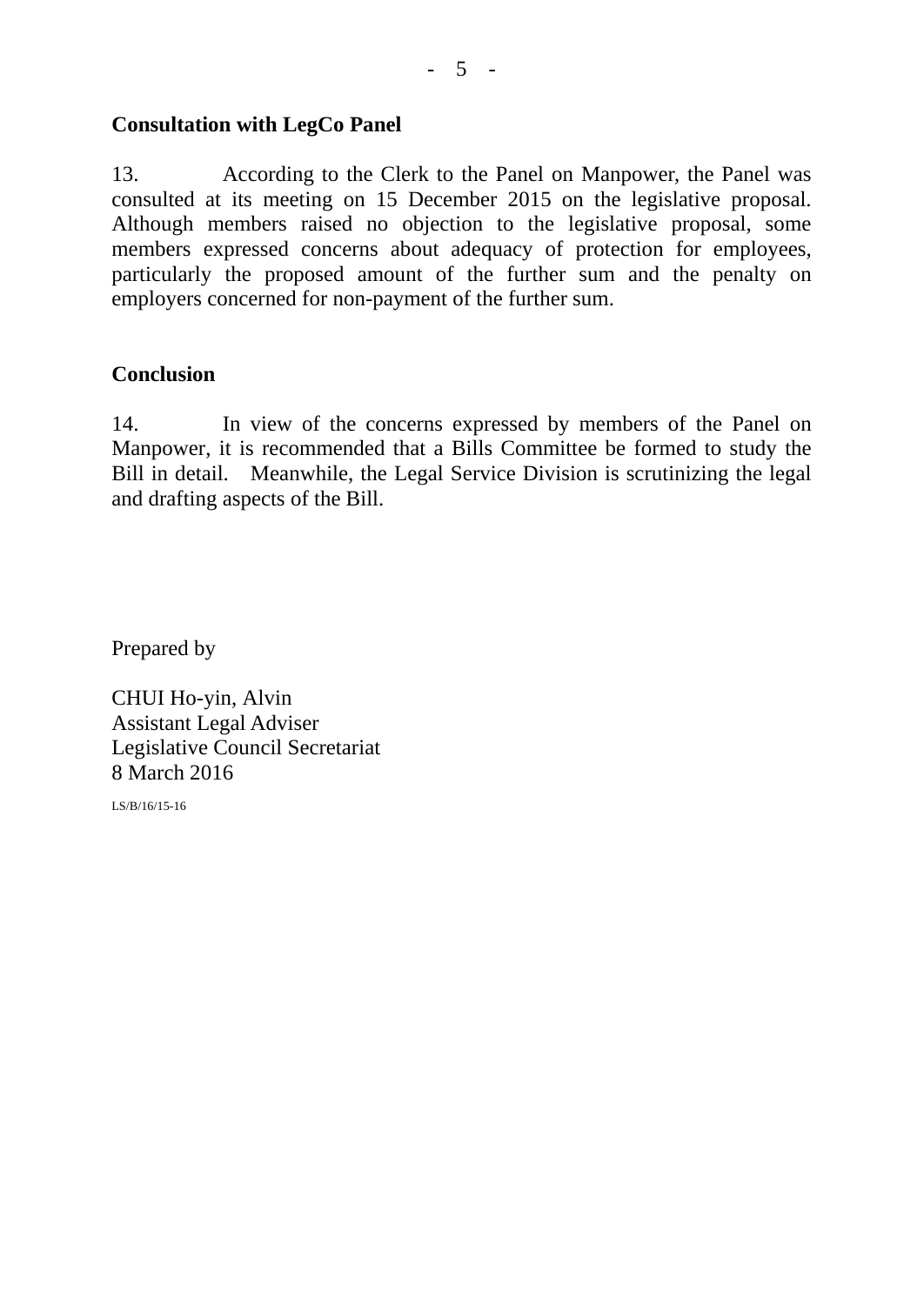**Consultation with LegCo Panel**

13. According to the Clerk to the Panel on Manpower, the Panel was consulted at its meeting on 15 December 2015 on the legislative proposal. Although members raised no objection to the legislative proposal, some members expressed concerns about adequacy of protection for employees, particularly the proposed amount of the further sum and the penalty on employers concerned for non-payment of the further sum.

**Conclusion**

14. In view of the concerns expressed by members of the Panel on Manpower, it is recommended that a Bills Committee be formed to study the Bill in detail. Meanwhile, the Legal Service Division is scrutinizing the legal and drafting aspects of the Bill.

Prepared by

CHUI Ho-yin, Alvin
Assistant Legal Adviser
Legislative Council Secretariat
8 March 2016

LS/B/16/15-16